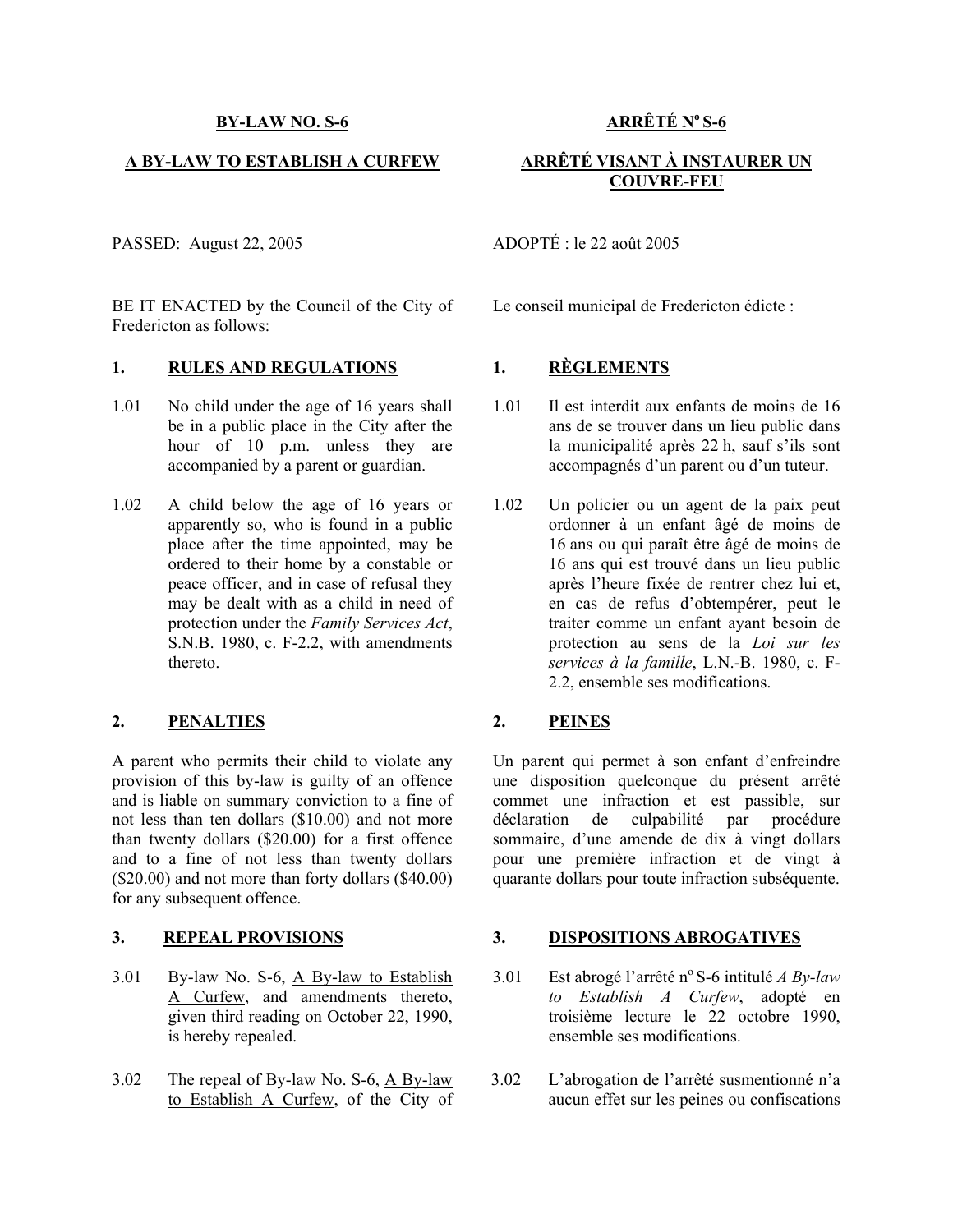**BY-LAW NO. S-6**

**A BY-LAW TO ESTABLISH A CURFEW**

PASSED: August 22, 2005

BE IT ENACTED by the Council of the City of Fredericton as follows:

**1. RULES AND REGULATIONS**

1.01 No child under the age of 16 years shall be in a public place in the City after the hour of 10 p.m. unless they are accompanied by a parent or guardian.

1.02 A child below the age of 16 years or apparently so, who is found in a public place after the time appointed, may be ordered to their home by a constable or peace officer, and in case of refusal they may be dealt with as a child in need of protection under the *Family Services Act*, S.N.B. 1980, c. F-2.2, with amendments thereto.

**2. PENALTIES**

A parent who permits their child to violate any provision of this by-law is guilty of an offence and is liable on summary conviction to a fine of not less than ten dollars ($10.00) and not more than twenty dollars ($20.00) for a first offence and to a fine of not less than twenty dollars ($20.00) and not more than forty dollars ($40.00) for any subsequent offence.

**3. REPEAL PROVISIONS**

3.01 By-law No. S-6, A By-law to Establish A Curfew, and amendments thereto, given third reading on October 22, 1990, is hereby repealed.

3.02 The repeal of By-law No. S-6, A By-law to Establish A Curfew, of the City of

**ARRÊTÉ Nº S-6**

**ARRÊTÉ VISANT À INSTAURER UN COUVRE-FEU**

ADOPTÉ : le 22 août 2005

Le conseil municipal de Fredericton édicte :

**1. RÈGLEMENTS**

1.01 Il est interdit aux enfants de moins de 16 ans de se trouver dans un lieu public dans la municipalité après 22 h, sauf s'ils sont accompagnés d'un parent ou d'un tuteur.

1.02 Un policier ou un agent de la paix peut ordonner à un enfant âgé de moins de 16 ans ou qui paraît être âgé de moins de 16 ans qui est trouvé dans un lieu public après l'heure fixée de rentrer chez lui et, en cas de refus d'obtempérer, peut le traiter comme un enfant ayant besoin de protection au sens de la *Loi sur les services à la famille*, L.N.-B. 1980, c. F-2.2, ensemble ses modifications.

**2. PEINES**

Un parent qui permet à son enfant d'enfreindre une disposition quelconque du présent arrêté commet une infraction et est passible, sur déclaration de culpabilité par procédure sommaire, d'une amende de dix à vingt dollars pour une première infraction et de vingt à quarante dollars pour toute infraction subséquente.

**3. DISPOSITIONS ABROGATIVES**

3.01 Est abrogé l'arrêté nº S-6 intitulé *A By-law to Establish A Curfew*, adopté en troisième lecture le 22 octobre 1990, ensemble ses modifications.

3.02 L'abrogation de l'arrêté susmentionné n'a aucun effet sur les peines ou confiscations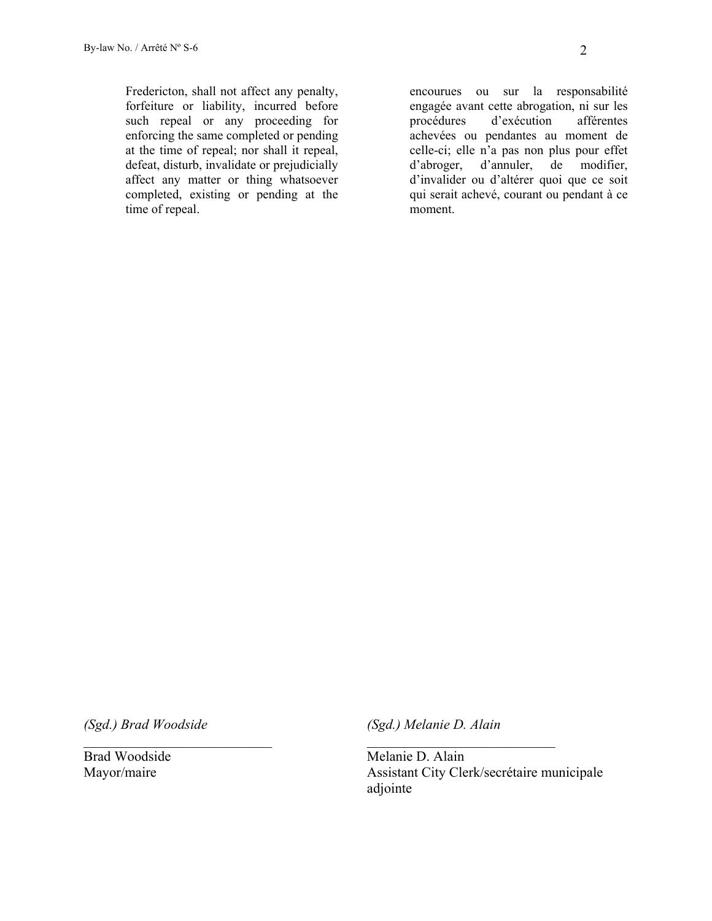Fredericton, shall not affect any penalty, forfeiture or liability, incurred before such repeal or any proceeding for enforcing the same completed or pending at the time of repeal; nor shall it repeal, defeat, disturb, invalidate or prejudicially affect any matter or thing whatsoever completed, existing or pending at the time of repeal.

encourues ou sur la responsabilité engagée avant cette abrogation, ni sur les procédures d'exécution afférentes achevées ou pendantes au moment de celle-ci; elle n'a pas non plus pour effet d'abroger, d'annuler, de modifier, d'invalider ou d'altérer quoi que ce soit qui serait achevé, courant ou pendant à ce moment.

*(Sgd.) Brad Woodside*

\_\_\_\_\_\_\_\_\_\_\_\_\_\_\_\_\_\_\_\_\_\_\_\_\_\_\_\_

Brad Woodside
Mayor/maire

*(Sgd.) Melanie D. Alain*

\_\_\_\_\_\_\_\_\_\_\_\_\_\_\_\_\_\_\_\_\_\_\_\_\_\_\_\_

Melanie D. Alain
Assistant City Clerk/secrétaire municipale adjointe